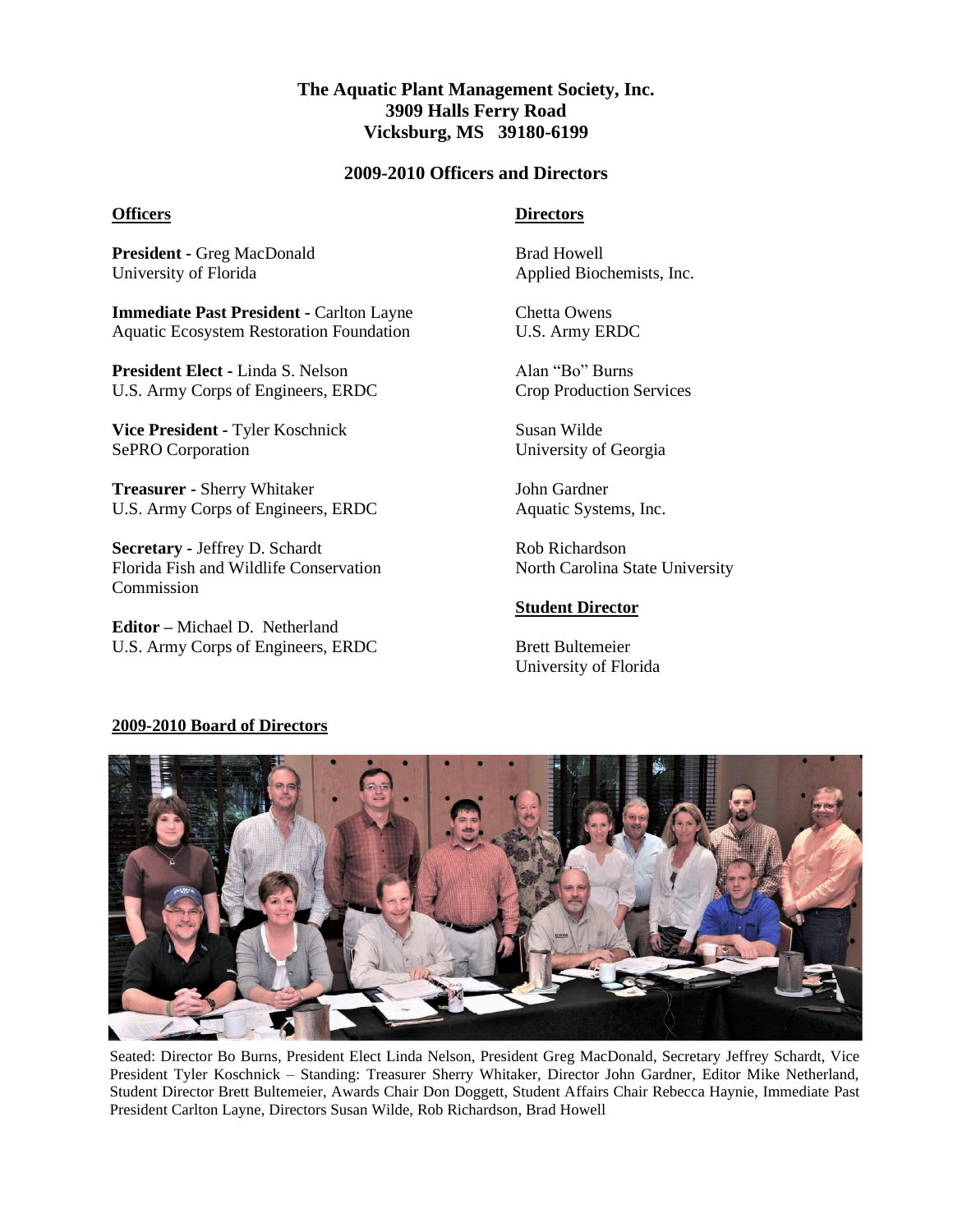**The Aquatic Plant Management Society, Inc.**
**3909 Halls Ferry Road**
**Vicksburg, MS 39180-6199**

## 2009-2010 Officers and Directors

### Officers

**President -** Greg MacDonald
University of Florida

**Immediate Past President -** Carlton Layne
Aquatic Ecosystem Restoration Foundation

**President Elect -** Linda S. Nelson
U.S. Army Corps of Engineers, ERDC

**Vice President -** Tyler Koschnick
SePRO Corporation

**Treasurer -** Sherry Whitaker
U.S. Army Corps of Engineers, ERDC

**Secretary -** Jeffrey D. Schardt
Florida Fish and Wildlife Conservation Commission

**Editor –** Michael D. Netherland
U.S. Army Corps of Engineers, ERDC

### Directors

Brad Howell
Applied Biochemists, Inc.

Chetta Owens
U.S. Army ERDC

Alan "Bo" Burns
Crop Production Services

Susan Wilde
University of Georgia

John Gardner
Aquatic Systems, Inc.

Rob Richardson
North Carolina State University

### Student Director

Brett Bultemeier
University of Florida

### 2009-2010 Board of Directors

Seated: Director Bo Burns, President Elect Linda Nelson, President Greg MacDonald, Secretary Jeffrey Schardt, Vice President Tyler Koschnick – Standing: Treasurer Sherry Whitaker, Director John Gardner, Editor Mike Netherland, Student Director Brett Bultemeier, Awards Chair Don Doggett, Student Affairs Chair Rebecca Haynie, Immediate Past President Carlton Layne, Directors Susan Wilde, Rob Richardson, Brad Howell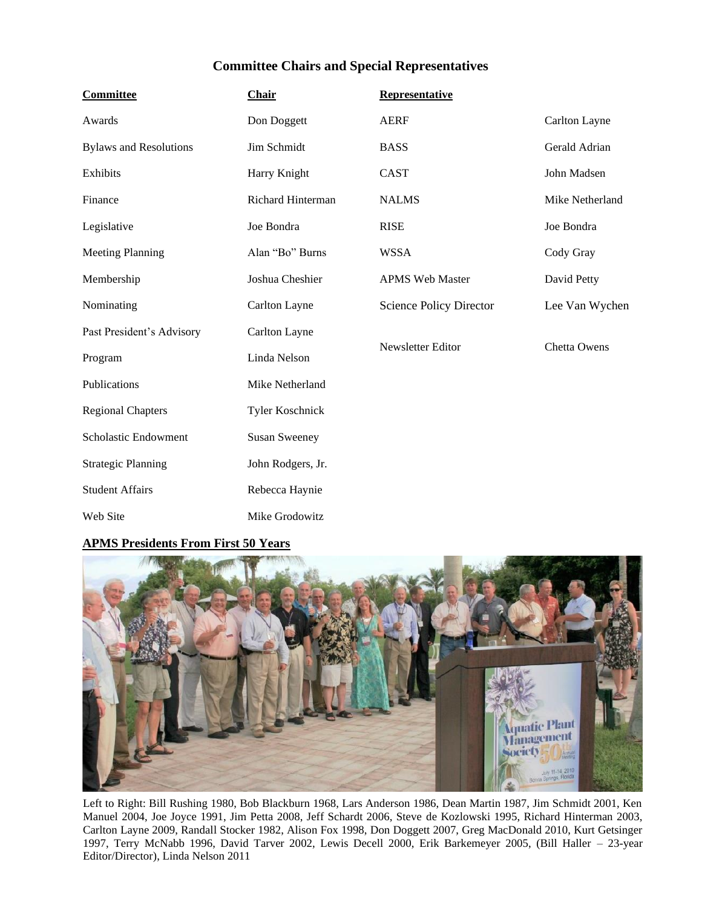## Committee Chairs and Special Representatives

| Committee | Chair | Representative | |
|---|---|---|---|
| Awards | Don Doggett | AERF | Carlton Layne |
| Bylaws and Resolutions | Jim Schmidt | BASS | Gerald Adrian |
| Exhibits | Harry Knight | CAST | John Madsen |
| Finance | Richard Hinterman | NALMS | Mike Netherland |
| Legislative | Joe Bondra | RISE | Joe Bondra |
| Meeting Planning | Alan “Bo” Burns | WSSA | Cody Gray |
| Membership | Joshua Cheshier | APMS Web Master | David Petty |
| Nominating | Carlton Layne | Science Policy Director | Lee Van Wychen |
| Past President’s Advisory | Carlton Layne | Newsletter Editor | Chetta Owens |
| Program | Linda Nelson | | |
| Publications | Mike Netherland | | |
| Regional Chapters | Tyler Koschnick | | |
| Scholastic Endowment | Susan Sweeney | | |
| Strategic Planning | John Rodgers, Jr. | | |
| Student Affairs | Rebecca Haynie | | |
| Web Site | Mike Grodowitz | | |

**APMS Presidents From First 50 Years**

Left to Right: Bill Rushing 1980, Bob Blackburn 1968, Lars Anderson 1986, Dean Martin 1987, Jim Schmidt 2001, Ken Manuel 2004, Joe Joyce 1991, Jim Petta 2008, Jeff Schardt 2006, Steve de Kozlowski 1995, Richard Hinterman 2003, Carlton Layne 2009, Randall Stocker 1982, Alison Fox 1998, Don Doggett 2007, Greg MacDonald 2010, Kurt Getsinger 1997, Terry McNabb 1996, David Tarver 2002, Lewis Decell 2000, Erik Barkemeyer 2005, (Bill Haller – 23-year Editor/Director), Linda Nelson 2011